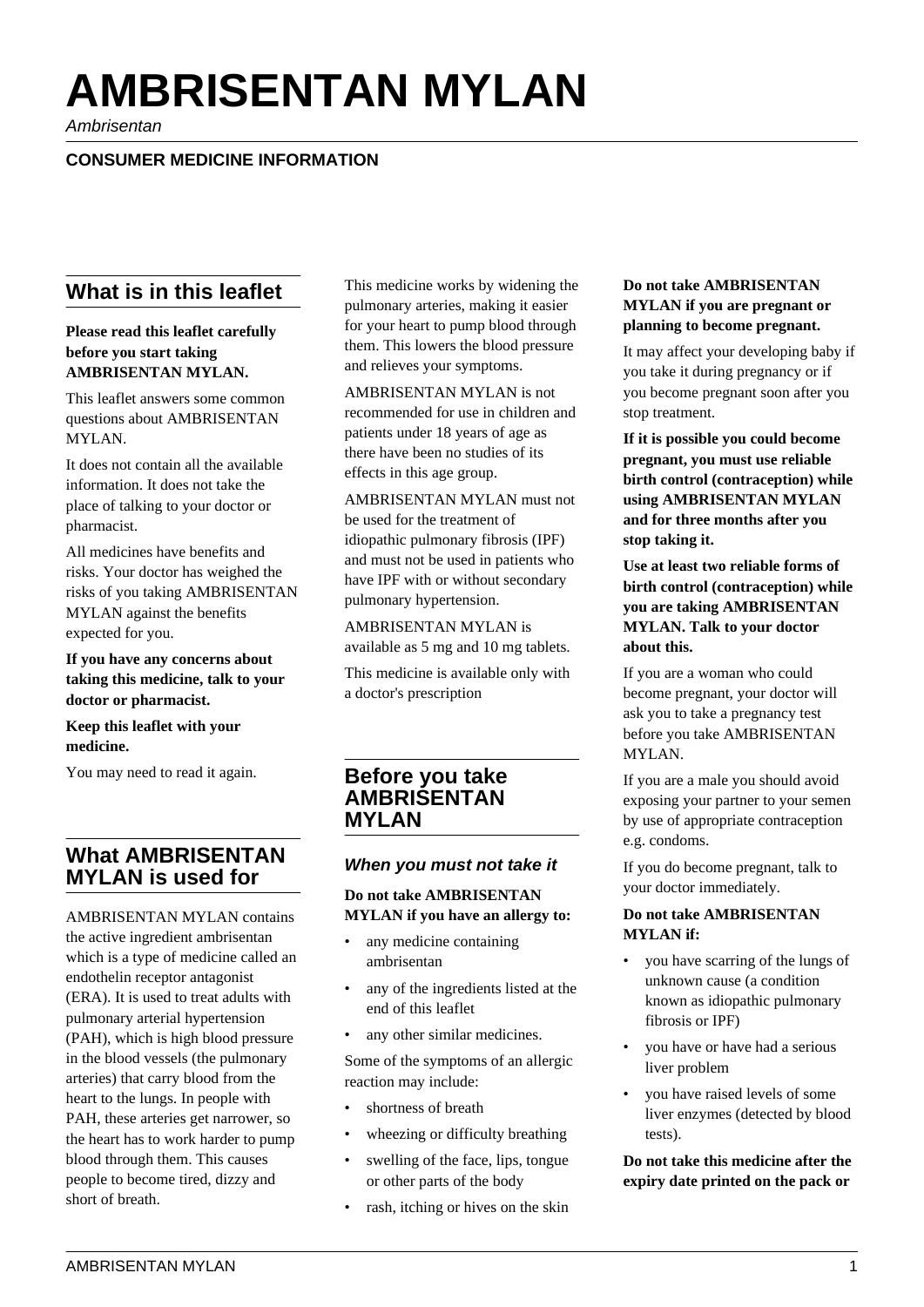# AMBRISENTAN MYLAN

*Ambrisentan*

**CONSUMER MEDICINE INFORMATION**

## What is in this leaflet

**Please read this leaflet carefully before you start taking AMBRISENTAN MYLAN.**

This leaflet answers some common questions about AMBRISENTAN MYLAN.

It does not contain all the available information. It does not take the place of talking to your doctor or pharmacist.

All medicines have benefits and risks. Your doctor has weighed the risks of you taking AMBRISENTAN MYLAN against the benefits expected for you.

**If you have any concerns about taking this medicine, talk to your doctor or pharmacist.**

**Keep this leaflet with your medicine.**

You may need to read it again.

## What AMBRISENTAN MYLAN is used for

AMBRISENTAN MYLAN contains the active ingredient ambrisentan which is a type of medicine called an endothelin receptor antagonist (ERA). It is used to treat adults with pulmonary arterial hypertension (PAH), which is high blood pressure in the blood vessels (the pulmonary arteries) that carry blood from the heart to the lungs. In people with PAH, these arteries get narrower, so the heart has to work harder to pump blood through them. This causes people to become tired, dizzy and short of breath.

This medicine works by widening the pulmonary arteries, making it easier for your heart to pump blood through them. This lowers the blood pressure and relieves your symptoms.

AMBRISENTAN MYLAN is not recommended for use in children and patients under 18 years of age as there have been no studies of its effects in this age group.

AMBRISENTAN MYLAN must not be used for the treatment of idiopathic pulmonary fibrosis (IPF) and must not be used in patients who have IPF with or without secondary pulmonary hypertension.

AMBRISENTAN MYLAN is available as 5 mg and 10 mg tablets.

This medicine is available only with a doctor's prescription

## Before you take AMBRISENTAN MYLAN

### *When you must not take it*

**Do not take AMBRISENTAN MYLAN if you have an allergy to:**

- any medicine containing ambrisentan
- any of the ingredients listed at the end of this leaflet
- any other similar medicines.

Some of the symptoms of an allergic reaction may include:

- shortness of breath
- wheezing or difficulty breathing
- swelling of the face, lips, tongue or other parts of the body
- rash, itching or hives on the skin

**Do not take AMBRISENTAN MYLAN if you are pregnant or planning to become pregnant.**

It may affect your developing baby if you take it during pregnancy or if you become pregnant soon after you stop treatment.

**If it is possible you could become pregnant, you must use reliable birth control (contraception) while using AMBRISENTAN MYLAN and for three months after you stop taking it.**

**Use at least two reliable forms of birth control (contraception) while you are taking AMBRISENTAN MYLAN. Talk to your doctor about this.**

If you are a woman who could become pregnant, your doctor will ask you to take a pregnancy test before you take AMBRISENTAN MYLAN.

If you are a male you should avoid exposing your partner to your semen by use of appropriate contraception e.g. condoms.

If you do become pregnant, talk to your doctor immediately.

**Do not take AMBRISENTAN MYLAN if:**

- you have scarring of the lungs of unknown cause (a condition known as idiopathic pulmonary fibrosis or IPF)
- you have or have had a serious liver problem
- you have raised levels of some liver enzymes (detected by blood tests).

**Do not take this medicine after the expiry date printed on the pack or**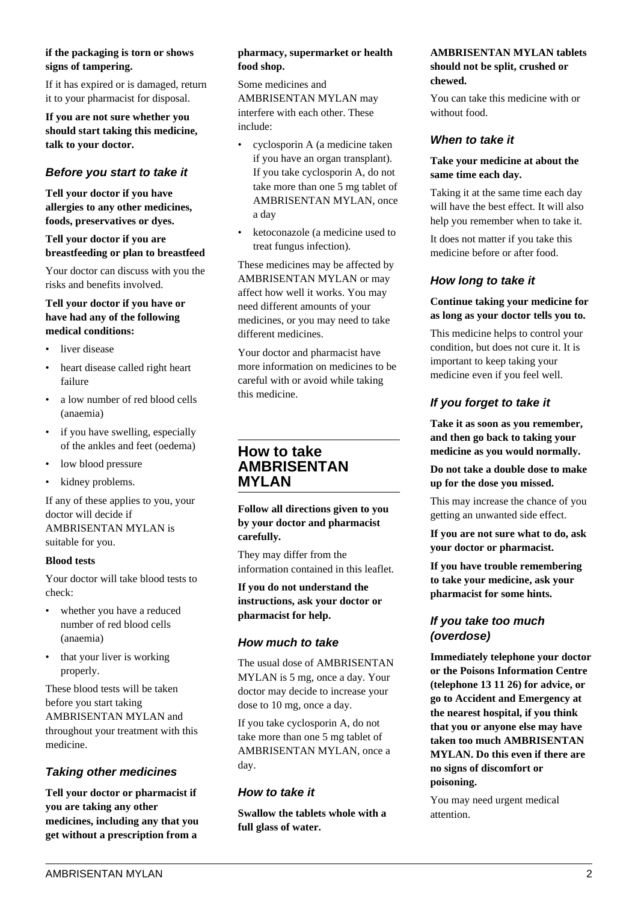**if the packaging is torn or shows signs of tampering.**

If it has expired or is damaged, return it to your pharmacist for disposal.

**If you are not sure whether you should start taking this medicine, talk to your doctor.**

### *Before you start to take it*

**Tell your doctor if you have allergies to any other medicines, foods, preservatives or dyes.**

**Tell your doctor if you are breastfeeding or plan to breastfeed**

Your doctor can discuss with you the risks and benefits involved.

**Tell your doctor if you have or have had any of the following medical conditions:**

- liver disease
- heart disease called right heart failure
- a low number of red blood cells (anaemia)
- if you have swelling, especially of the ankles and feet (oedema)
- low blood pressure
- kidney problems.

If any of these applies to you, your doctor will decide if AMBRISENTAN MYLAN is suitable for you.

**Blood tests**

Your doctor will take blood tests to check:

- whether you have a reduced number of red blood cells (anaemia)
- that your liver is working properly.

These blood tests will be taken before you start taking AMBRISENTAN MYLAN and throughout your treatment with this medicine.

### *Taking other medicines*

**Tell your doctor or pharmacist if you are taking any other medicines, including any that you get without a prescription from a pharmacy, supermarket or health food shop.**

Some medicines and AMBRISENTAN MYLAN may interfere with each other. These include:

- cyclosporin A (a medicine taken if you have an organ transplant). If you take cyclosporin A, do not take more than one 5 mg tablet of AMBRISENTAN MYLAN, once a day
- ketoconazole (a medicine used to treat fungus infection).

These medicines may be affected by AMBRISENTAN MYLAN or may affect how well it works. You may need different amounts of your medicines, or you may need to take different medicines.

Your doctor and pharmacist have more information on medicines to be careful with or avoid while taking this medicine.

## How to take AMBRISENTAN MYLAN

**Follow all directions given to you by your doctor and pharmacist carefully.**

They may differ from the information contained in this leaflet.

**If you do not understand the instructions, ask your doctor or pharmacist for help.**

### *How much to take*

The usual dose of AMBRISENTAN MYLAN is 5 mg, once a day. Your doctor may decide to increase your dose to 10 mg, once a day.

If you take cyclosporin A, do not take more than one 5 mg tablet of AMBRISENTAN MYLAN, once a day.

### *How to take it*

**Swallow the tablets whole with a full glass of water.**

**AMBRISENTAN MYLAN tablets should not be split, crushed or chewed.**

You can take this medicine with or without food.

### *When to take it*

**Take your medicine at about the same time each day.**

Taking it at the same time each day will have the best effect. It will also help you remember when to take it.

It does not matter if you take this medicine before or after food.

### *How long to take it*

**Continue taking your medicine for as long as your doctor tells you to.**

This medicine helps to control your condition, but does not cure it. It is important to keep taking your medicine even if you feel well.

### *If you forget to take it*

**Take it as soon as you remember, and then go back to taking your medicine as you would normally.**

**Do not take a double dose to make up for the dose you missed.**

This may increase the chance of you getting an unwanted side effect.

**If you are not sure what to do, ask your doctor or pharmacist.**

**If you have trouble remembering to take your medicine, ask your pharmacist for some hints.**

### *If you take too much (overdose)*

**Immediately telephone your doctor or the Poisons Information Centre (telephone 13 11 26) for advice, or go to Accident and Emergency at the nearest hospital, if you think that you or anyone else may have taken too much AMBRISENTAN MYLAN. Do this even if there are no signs of discomfort or poisoning.**

You may need urgent medical attention.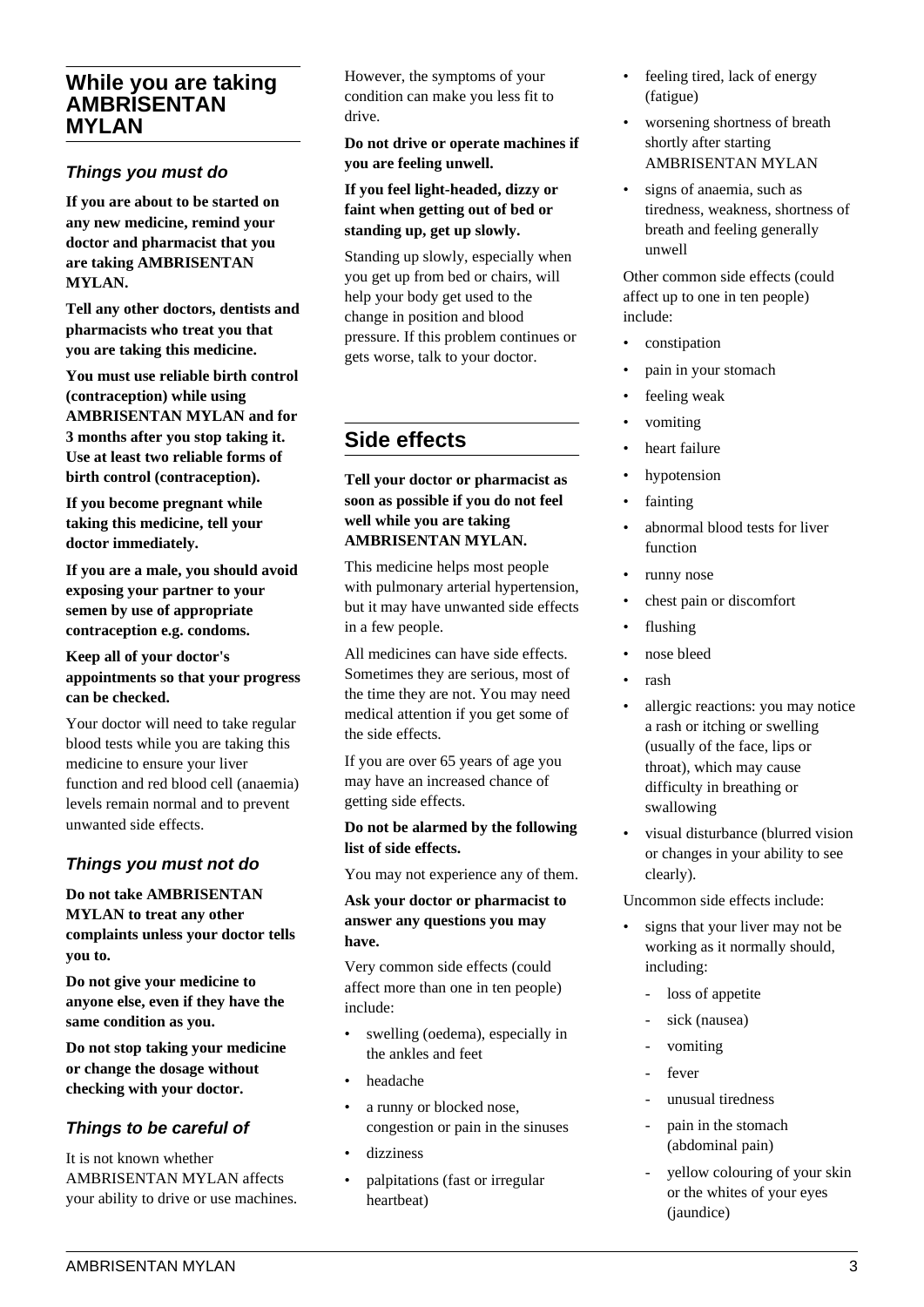## While you are taking AMBRISENTAN MYLAN

### *Things you must do*

**If you are about to be started on any new medicine, remind your doctor and pharmacist that you are taking AMBRISENTAN MYLAN.**

**Tell any other doctors, dentists and pharmacists who treat you that you are taking this medicine.**

**You must use reliable birth control (contraception) while using AMBRISENTAN MYLAN and for 3 months after you stop taking it. Use at least two reliable forms of birth control (contraception).**

**If you become pregnant while taking this medicine, tell your doctor immediately.**

**If you are a male, you should avoid exposing your partner to your semen by use of appropriate contraception e.g. condoms.**

**Keep all of your doctor's appointments so that your progress can be checked.**

Your doctor will need to take regular blood tests while you are taking this medicine to ensure your liver function and red blood cell (anaemia) levels remain normal and to prevent unwanted side effects.

### *Things you must not do*

**Do not take AMBRISENTAN MYLAN to treat any other complaints unless your doctor tells you to.**

**Do not give your medicine to anyone else, even if they have the same condition as you.**

**Do not stop taking your medicine or change the dosage without checking with your doctor.**

### *Things to be careful of*

It is not known whether AMBRISENTAN MYLAN affects your ability to drive or use machines. However, the symptoms of your condition can make you less fit to drive.

**Do not drive or operate machines if you are feeling unwell.**

**If you feel light-headed, dizzy or faint when getting out of bed or standing up, get up slowly.**

Standing up slowly, especially when you get up from bed or chairs, will help your body get used to the change in position and blood pressure. If this problem continues or gets worse, talk to your doctor.

## Side effects

**Tell your doctor or pharmacist as soon as possible if you do not feel well while you are taking AMBRISENTAN MYLAN.**

This medicine helps most people with pulmonary arterial hypertension, but it may have unwanted side effects in a few people.

All medicines can have side effects. Sometimes they are serious, most of the time they are not. You may need medical attention if you get some of the side effects.

If you are over 65 years of age you may have an increased chance of getting side effects.

**Do not be alarmed by the following list of side effects.**

You may not experience any of them.

**Ask your doctor or pharmacist to answer any questions you may have.**

Very common side effects (could affect more than one in ten people) include:

- swelling (oedema), especially in the ankles and feet
- headache
- a runny or blocked nose, congestion or pain in the sinuses
- dizziness
- palpitations (fast or irregular heartbeat)
- feeling tired, lack of energy (fatigue)
- worsening shortness of breath shortly after starting AMBRISENTAN MYLAN
- signs of anaemia, such as tiredness, weakness, shortness of breath and feeling generally unwell

Other common side effects (could affect up to one in ten people) include:

- constipation
- pain in your stomach
- feeling weak
- vomiting
- heart failure
- hypotension
- fainting
- abnormal blood tests for liver function
- runny nose
- chest pain or discomfort
- flushing
- nose bleed
- rash
- allergic reactions: you may notice a rash or itching or swelling (usually of the face, lips or throat), which may cause difficulty in breathing or swallowing
- visual disturbance (blurred vision or changes in your ability to see clearly).

Uncommon side effects include:

- signs that your liver may not be working as it normally should, including:
  - loss of appetite
  - sick (nausea)
  - vomiting
  - fever
  - unusual tiredness
  - pain in the stomach (abdominal pain)
  - yellow colouring of your skin or the whites of your eyes (jaundice)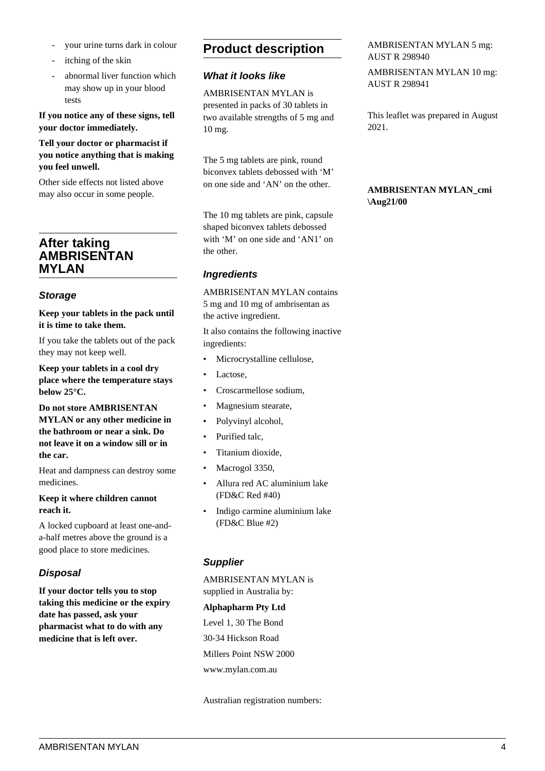- your urine turns dark in colour
- itching of the skin
- abnormal liver function which may show up in your blood tests

**If you notice any of these signs, tell your doctor immediately.**

**Tell your doctor or pharmacist if you notice anything that is making you feel unwell.**

Other side effects not listed above may also occur in some people.

## After taking AMBRISENTAN MYLAN

### *Storage*

**Keep your tablets in the pack until it is time to take them.**

If you take the tablets out of the pack they may not keep well.

**Keep your tablets in a cool dry place where the temperature stays below 25°C.**

**Do not store AMBRISENTAN MYLAN or any other medicine in the bathroom or near a sink. Do not leave it on a window sill or in the car.**

Heat and dampness can destroy some medicines.

**Keep it where children cannot reach it.**

A locked cupboard at least one-and-a-half metres above the ground is a good place to store medicines.

### *Disposal*

**If your doctor tells you to stop taking this medicine or the expiry date has passed, ask your pharmacist what to do with any medicine that is left over.**

## Product description

### *What it looks like*

AMBRISENTAN MYLAN is presented in packs of 30 tablets in two available strengths of 5 mg and 10 mg.

The 5 mg tablets are pink, round biconvex tablets debossed with 'M' on one side and 'AN' on the other.

The 10 mg tablets are pink, capsule shaped biconvex tablets debossed with 'M' on one side and 'AN1' on the other.

### *Ingredients*

AMBRISENTAN MYLAN contains 5 mg and 10 mg of ambrisentan as the active ingredient.

It also contains the following inactive ingredients:

- Microcrystalline cellulose,
- Lactose,
- Croscarmellose sodium,
- Magnesium stearate,
- Polyvinyl alcohol,
- Purified talc,
- Titanium dioxide,
- Macrogol 3350,
- Allura red AC aluminium lake (FD&C Red #40)
- Indigo carmine aluminium lake (FD&C Blue #2)

### *Supplier*

AMBRISENTAN MYLAN is supplied in Australia by:

**Alphapharm Pty Ltd**

Level 1, 30 The Bond

30-34 Hickson Road

Millers Point NSW 2000

www.mylan.com.au

Australian registration numbers:

AMBRISENTAN MYLAN 5 mg: AUST R 298940

AMBRISENTAN MYLAN 10 mg: AUST R 298941

This leaflet was prepared in August 2021.

**AMBRISENTAN MYLAN_cmi \Aug21/00**